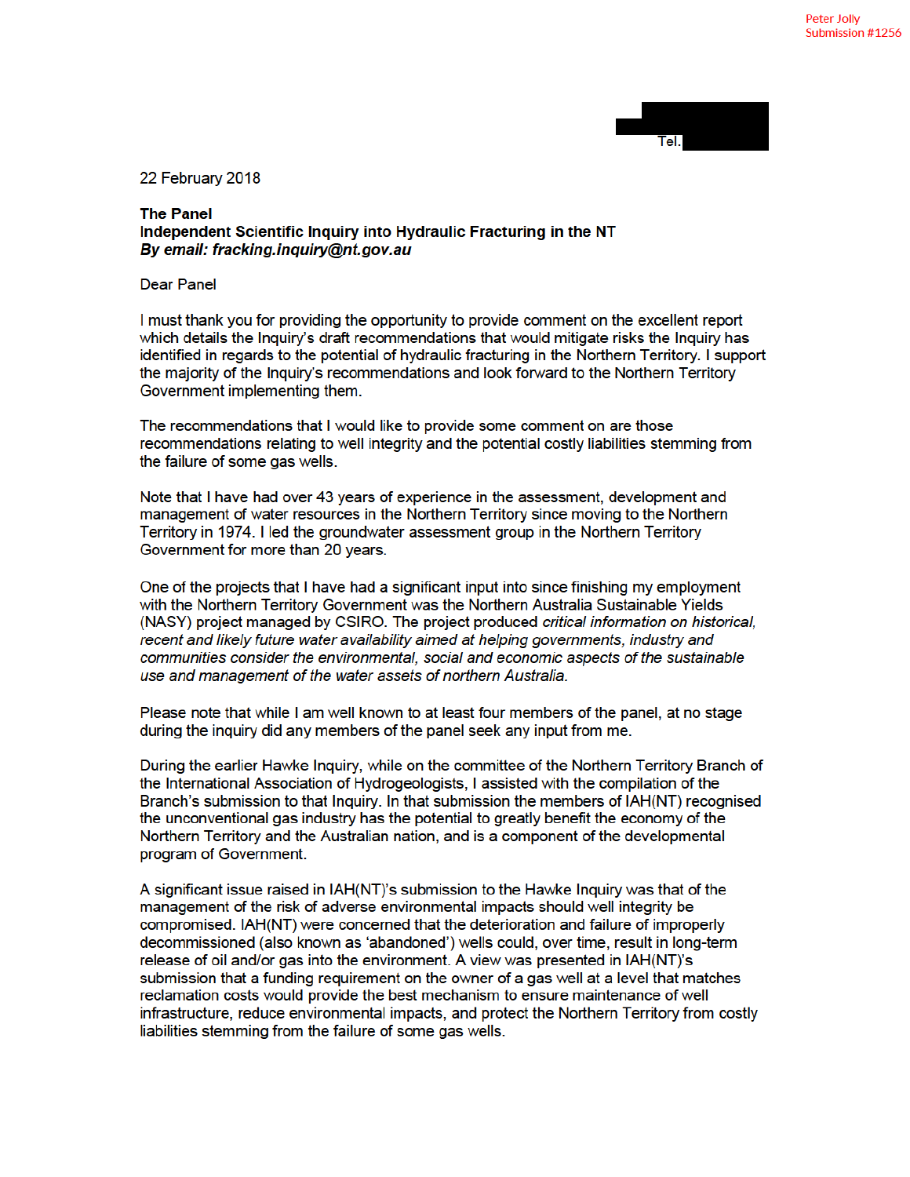Peter Jolly
Submission #1256

Tel.

22 February 2018

**The Panel**
**Independent Scientific Inquiry into Hydraulic Fracturing in the NT**
***By email: fracking.inquiry@nt.gov.au***

Dear Panel

I must thank you for providing the opportunity to provide comment on the excellent report which details the Inquiry's draft recommendations that would mitigate risks the Inquiry has identified in regards to the potential of hydraulic fracturing in the Northern Territory. I support the majority of the Inquiry's recommendations and look forward to the Northern Territory Government implementing them.

The recommendations that I would like to provide some comment on are those recommendations relating to well integrity and the potential costly liabilities stemming from the failure of some gas wells.

Note that I have had over 43 years of experience in the assessment, development and management of water resources in the Northern Territory since moving to the Northern Territory in 1974. I led the groundwater assessment group in the Northern Territory Government for more than 20 years.

One of the projects that I have had a significant input into since finishing my employment with the Northern Territory Government was the Northern Australia Sustainable Yields (NASY) project managed by CSIRO. The project produced *critical information on historical, recent and likely future water availability aimed at helping governments, industry and communities consider the environmental, social and economic aspects of the sustainable use and management of the water assets of northern Australia.*

Please note that while I am well known to at least four members of the panel, at no stage during the inquiry did any members of the panel seek any input from me.

During the earlier Hawke Inquiry, while on the committee of the Northern Territory Branch of the International Association of Hydrogeologists, I assisted with the compilation of the Branch's submission to that Inquiry. In that submission the members of IAH(NT) recognised the unconventional gas industry has the potential to greatly benefit the economy of the Northern Territory and the Australian nation, and is a component of the developmental program of Government.

A significant issue raised in IAH(NT)'s submission to the Hawke Inquiry was that of the management of the risk of adverse environmental impacts should well integrity be compromised. IAH(NT) were concerned that the deterioration and failure of improperly decommissioned (also known as 'abandoned') wells could, over time, result in long-term release of oil and/or gas into the environment. A view was presented in IAH(NT)'s submission that a funding requirement on the owner of a gas well at a level that matches reclamation costs would provide the best mechanism to ensure maintenance of well infrastructure, reduce environmental impacts, and protect the Northern Territory from costly liabilities stemming from the failure of some gas wells.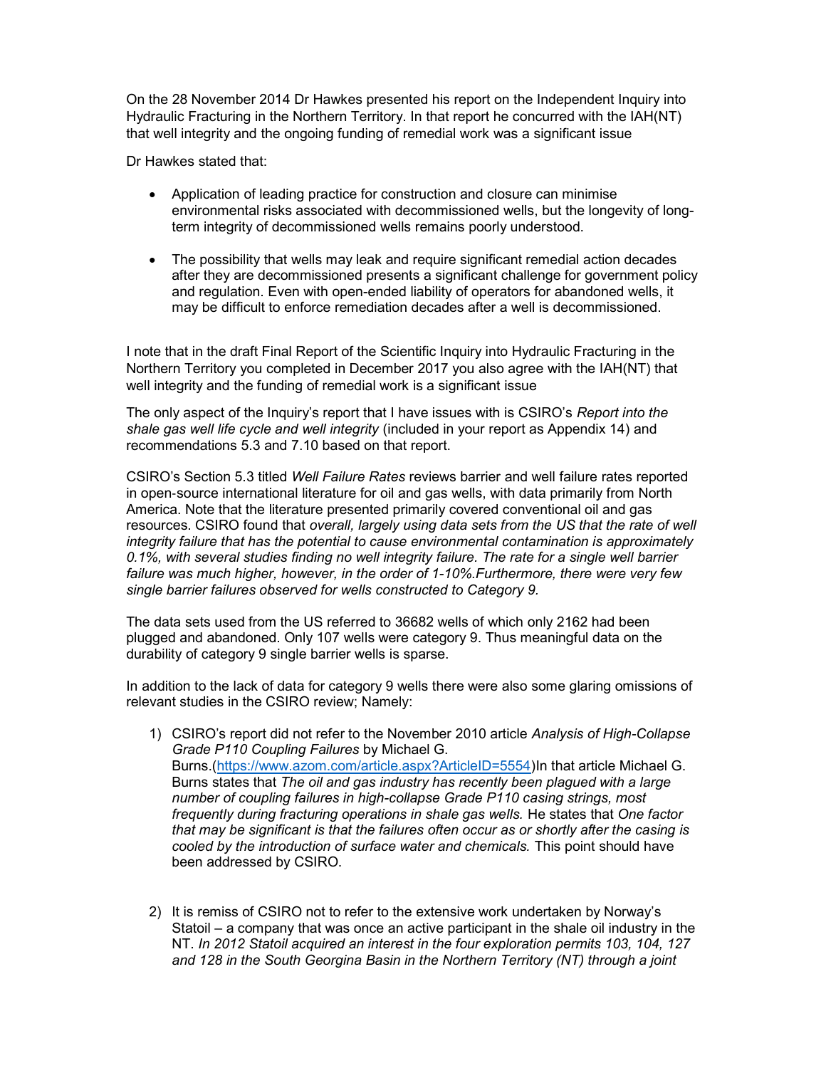On the 28 November 2014 Dr Hawkes presented his report on the Independent Inquiry into Hydraulic Fracturing in the Northern Territory. In that report he concurred with the IAH(NT) that well integrity and the ongoing funding of remedial work was a significant issue

Dr Hawkes stated that:

- Application of leading practice for construction and closure can minimise environmental risks associated with decommissioned wells, but the longevity of long-term integrity of decommissioned wells remains poorly understood.
- The possibility that wells may leak and require significant remedial action decades after they are decommissioned presents a significant challenge for government policy and regulation. Even with open-ended liability of operators for abandoned wells, it may be difficult to enforce remediation decades after a well is decommissioned.

I note that in the draft Final Report of the Scientific Inquiry into Hydraulic Fracturing in the Northern Territory you completed in December 2017 you also agree with the IAH(NT) that well integrity and the funding of remedial work is a significant issue

The only aspect of the Inquiry's report that I have issues with is CSIRO's *Report into the shale gas well life cycle and well integrity* (included in your report as Appendix 14) and recommendations 5.3 and 7.10 based on that report.

CSIRO's Section 5.3 titled *Well Failure Rates* reviews barrier and well failure rates reported in open-source international literature for oil and gas wells, with data primarily from North America. Note that the literature presented primarily covered conventional oil and gas resources. CSIRO found that *overall, largely using data sets from the US that the rate of well integrity failure that has the potential to cause environmental contamination is approximately 0.1%, with several studies finding no well integrity failure. The rate for a single well barrier failure was much higher, however, in the order of 1-10%.Furthermore, there were very few single barrier failures observed for wells constructed to Category 9.*

The data sets used from the US referred to 36682 wells of which only 2162 had been plugged and abandoned. Only 107 wells were category 9. Thus meaningful data on the durability of category 9 single barrier wells is sparse.

In addition to the lack of data for category 9 wells there were also some glaring omissions of relevant studies in the CSIRO review; Namely:

1) CSIRO's report did not refer to the November 2010 article *Analysis of High-Collapse Grade P110 Coupling Failures* by Michael G. Burns.(https://www.azom.com/article.aspx?ArticleID=5554)In that article Michael G. Burns states that *The oil and gas industry has recently been plagued with a large number of coupling failures in high-collapse Grade P110 casing strings, most frequently during fracturing operations in shale gas wells.* He states that *One factor that may be significant is that the failures often occur as or shortly after the casing is cooled by the introduction of surface water and chemicals.* This point should have been addressed by CSIRO.

2) It is remiss of CSIRO not to refer to the extensive work undertaken by Norway's Statoil – a company that was once an active participant in the shale oil industry in the NT. *In 2012 Statoil acquired an interest in the four exploration permits 103, 104, 127 and 128 in the South Georgina Basin in the Northern Territory (NT) through a joint*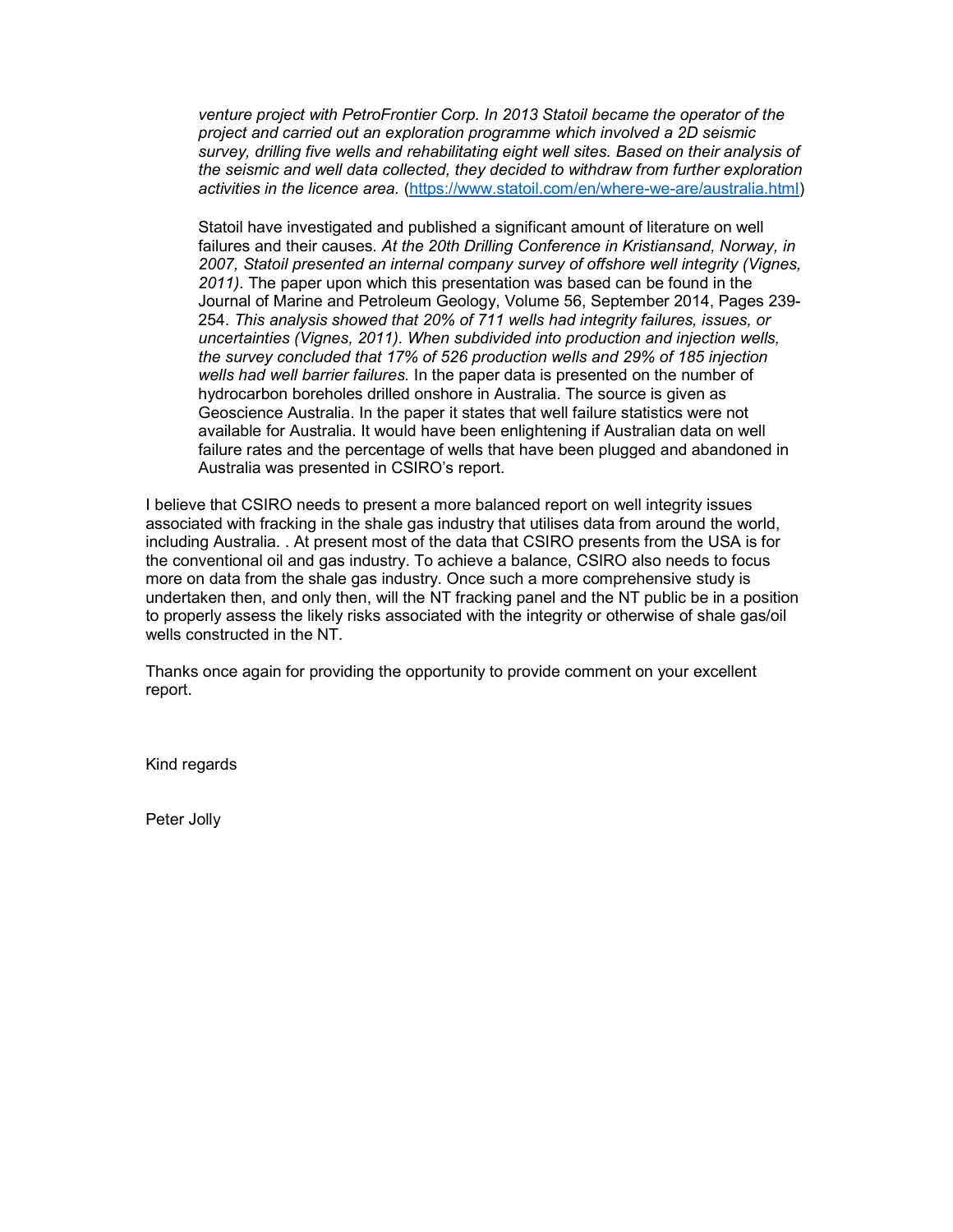> *venture project with PetroFrontier Corp. In 2013 Statoil became the operator of the project and carried out an exploration programme which involved a 2D seismic survey, drilling five wells and rehabilitating eight well sites. Based on their analysis of the seismic and well data collected, they decided to withdraw from further exploration activities in the licence area.* (https://www.statoil.com/en/where-we-are/australia.html)
>
> Statoil have investigated and published a significant amount of literature on well failures and their causes. *At the 20th Drilling Conference in Kristiansand, Norway, in 2007, Statoil presented an internal company survey of offshore well integrity (Vignes, 2011).* The paper upon which this presentation was based can be found in the Journal of Marine and Petroleum Geology, Volume 56, September 2014, Pages 239-254. *This analysis showed that 20% of 711 wells had integrity failures, issues, or uncertainties (Vignes, 2011). When subdivided into production and injection wells, the survey concluded that 17% of 526 production wells and 29% of 185 injection wells had well barrier failures.* In the paper data is presented on the number of hydrocarbon boreholes drilled onshore in Australia. The source is given as Geoscience Australia. In the paper it states that well failure statistics were not available for Australia. It would have been enlightening if Australian data on well failure rates and the percentage of wells that have been plugged and abandoned in Australia was presented in CSIRO's report.

I believe that CSIRO needs to present a more balanced report on well integrity issues associated with fracking in the shale gas industry that utilises data from around the world, including Australia. . At present most of the data that CSIRO presents from the USA is for the conventional oil and gas industry. To achieve a balance, CSIRO also needs to focus more on data from the shale gas industry. Once such a more comprehensive study is undertaken then, and only then, will the NT fracking panel and the NT public be in a position to properly assess the likely risks associated with the integrity or otherwise of shale gas/oil wells constructed in the NT.

Thanks once again for providing the opportunity to provide comment on your excellent report.

Kind regards

Peter Jolly